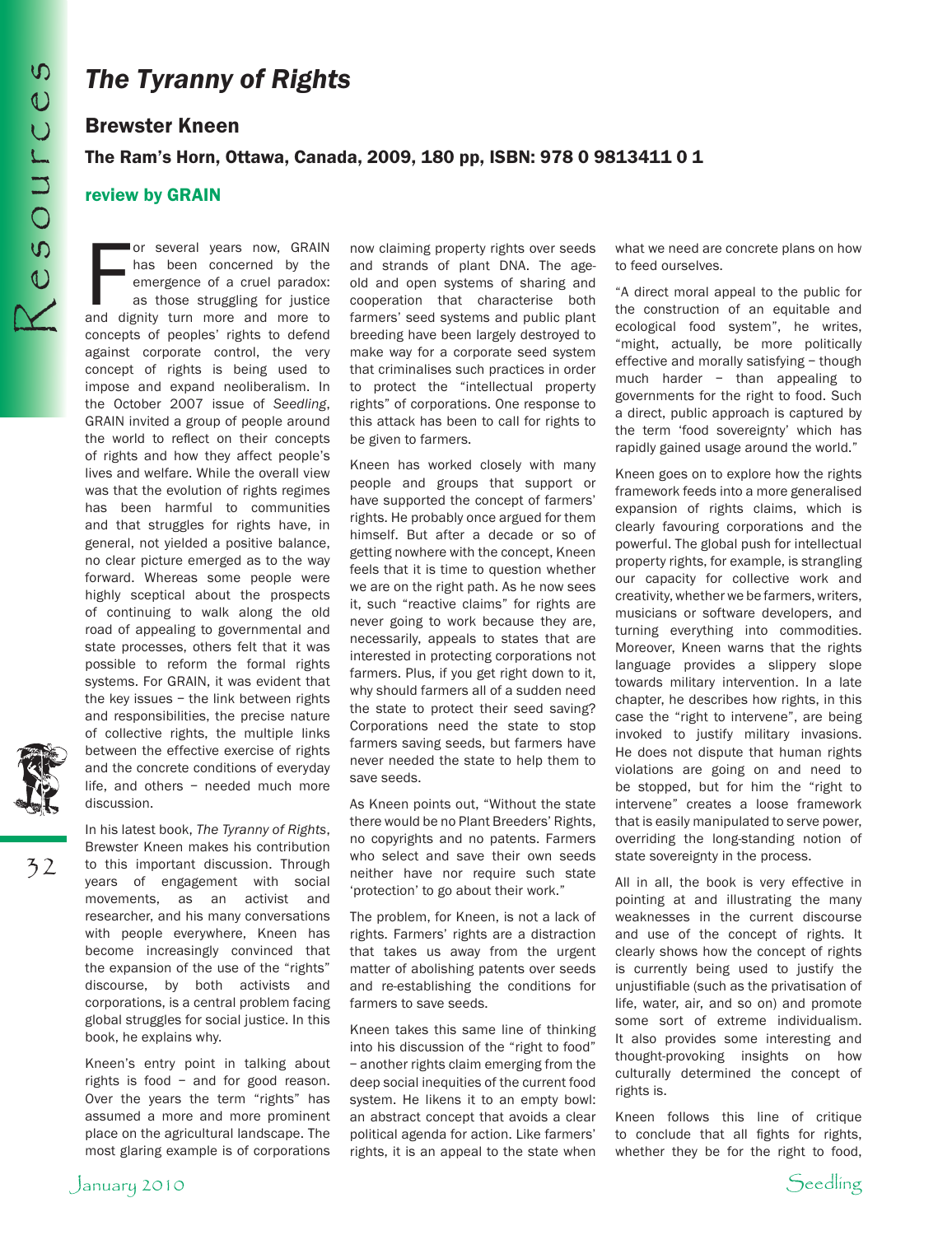# The Tyranny of Rights

## Brewster Kneen

### The Ram's Horn, Ottawa, Canada, 2009, 180 pp, ISBN: 978 0 9813411 0 1

**review by GRAIN**

For several years now, GRAIN has been concerned by the emergence of a cruel paradox: as those struggling for justice and dignity turn more and more to concepts of peoples' rights to defend against corporate control, the very concept of rights is being used to impose and expand neoliberalism. In the October 2007 issue of *Seedling*, GRAIN invited a group of people around the world to reflect on their concepts of rights and how they affect people's lives and welfare. While the overall view was that the evolution of rights regimes has been harmful to communities and that struggles for rights have, in general, not yielded a positive balance, no clear picture emerged as to the way forward. Whereas some people were highly sceptical about the prospects of continuing to walk along the old road of appealing to governmental and state processes, others felt that it was possible to reform the formal rights systems. For GRAIN, it was evident that the key issues – the link between rights and responsibilities, the precise nature of collective rights, the multiple links between the effective exercise of rights and the concrete conditions of everyday life, and others – needed much more discussion.

In his latest book, *The Tyranny of Rights*, Brewster Kneen makes his contribution to this important discussion. Through years of engagement with social movements, as an activist and researcher, and his many conversations with people everywhere, Kneen has become increasingly convinced that the expansion of the use of the "rights" discourse, by both activists and corporations, is a central problem facing global struggles for social justice. In this book, he explains why.

Kneen's entry point in talking about rights is food – and for good reason. Over the years the term "rights" has assumed a more and more prominent place on the agricultural landscape. The most glaring example is of corporations now claiming property rights over seeds and strands of plant DNA. The age-old and open systems of sharing and cooperation that characterise both farmers' seed systems and public plant breeding have been largely destroyed to make way for a corporate seed system that criminalises such practices in order to protect the "intellectual property rights" of corporations. One response to this attack has been to call for rights to be given to farmers.

Kneen has worked closely with many people and groups that support or have supported the concept of farmers' rights. He probably once argued for them himself. But after a decade or so of getting nowhere with the concept, Kneen feels that it is time to question whether we are on the right path. As he now sees it, such "reactive claims" for rights are never going to work because they are, necessarily, appeals to states that are interested in protecting corporations not farmers. Plus, if you get right down to it, why should farmers all of a sudden need the state to protect their seed saving? Corporations need the state to stop farmers saving seeds, but farmers have never needed the state to help them to save seeds.

As Kneen points out, "Without the state there would be no Plant Breeders' Rights, no copyrights and no patents. Farmers who select and save their own seeds neither have nor require such state 'protection' to go about their work."

The problem, for Kneen, is not a lack of rights. Farmers' rights are a distraction that takes us away from the urgent matter of abolishing patents over seeds and re-establishing the conditions for farmers to save seeds.

Kneen takes this same line of thinking into his discussion of the "right to food" – another rights claim emerging from the deep social inequities of the current food system. He likens it to an empty bowl: an abstract concept that avoids a clear political agenda for action. Like farmers' rights, it is an appeal to the state when what we need are concrete plans on how to feed ourselves.

"A direct moral appeal to the public for the construction of an equitable and ecological food system", he writes, "might, actually, be more politically effective and morally satisfying – though much harder – than appealing to governments for the right to food. Such a direct, public approach is captured by the term 'food sovereignty' which has rapidly gained usage around the world."

Kneen goes on to explore how the rights framework feeds into a more generalised expansion of rights claims, which is clearly favouring corporations and the powerful. The global push for intellectual property rights, for example, is strangling our capacity for collective work and creativity, whether we be farmers, writers, musicians or software developers, and turning everything into commodities. Moreover, Kneen warns that the rights language provides a slippery slope towards military intervention. In a late chapter, he describes how rights, in this case the "right to intervene", are being invoked to justify military invasions. He does not dispute that human rights violations are going on and need to be stopped, but for him the "right to intervene" creates a loose framework that is easily manipulated to serve power, overriding the long-standing notion of state sovereignty in the process.

All in all, the book is very effective in pointing at and illustrating the many weaknesses in the current discourse and use of the concept of rights. It clearly shows how the concept of rights is currently being used to justify the unjustifiable (such as the privatisation of life, water, air, and so on) and promote some sort of extreme individualism. It also provides some interesting and thought-provoking insights on how culturally determined the concept of rights is.

Kneen follows this line of critique to conclude that all fights for rights, whether they be for the right to food,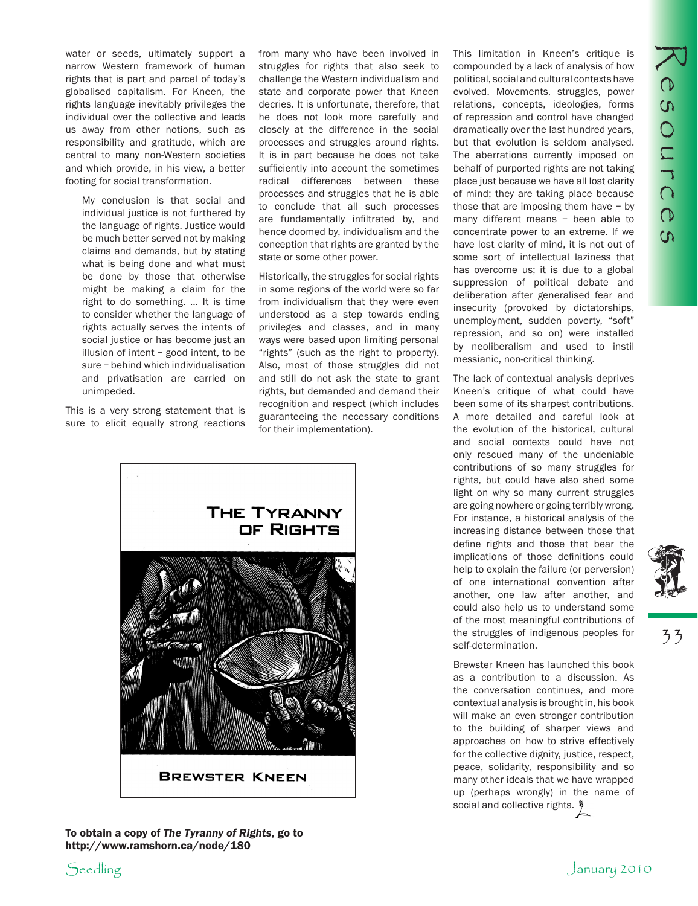water or seeds, ultimately support a narrow Western framework of human rights that is part and parcel of today's globalised capitalism. For Kneen, the rights language inevitably privileges the individual over the collective and leads us away from other notions, such as responsibility and gratitude, which are central to many non-Western societies and which provide, in his view, a better footing for social transformation.

> My conclusion is that social and individual justice is not furthered by the language of rights. Justice would be much better served not by making claims and demands, but by stating what is being done and what must be done by those that otherwise might be making a claim for the right to do something. ... It is time to consider whether the language of rights actually serves the intents of social justice or has become just an illusion of intent – good intent, to be sure – behind which individualisation and privatisation are carried on unimpeded.

This is a very strong statement that is sure to elicit equally strong reactions from many who have been involved in struggles for rights that also seek to challenge the Western individualism and state and corporate power that Kneen decries. It is unfortunate, therefore, that he does not look more carefully and closely at the difference in the social processes and struggles around rights. It is in part because he does not take sufficiently into account the sometimes radical differences between these processes and struggles that he is able to conclude that all such processes are fundamentally infiltrated by, and hence doomed by, individualism and the conception that rights are granted by the state or some other power.

Historically, the struggles for social rights in some regions of the world were so far from individualism that they were even understood as a step towards ending privileges and classes, and in many ways were based upon limiting personal "rights" (such as the right to property). Also, most of those struggles did not and still do not ask the state to grant rights, but demanded and demand their recognition and respect (which includes guaranteeing the necessary conditions for their implementation).

THE TYRANNY OF RIGHTS

BREWSTER KNEEN

This limitation in Kneen's critique is compounded by a lack of analysis of how political, social and cultural contexts have evolved. Movements, struggles, power relations, concepts, ideologies, forms of repression and control have changed dramatically over the last hundred years, but that evolution is seldom analysed. The aberrations currently imposed on behalf of purported rights are not taking place just because we have all lost clarity of mind; they are taking place because those that are imposing them have – by many different means – been able to concentrate power to an extreme. If we have lost clarity of mind, it is not out of some sort of intellectual laziness that has overcome us; it is due to a global suppression of political debate and deliberation after generalised fear and insecurity (provoked by dictatorships, unemployment, sudden poverty, "soft" repression, and so on) were installed by neoliberalism and used to instil messianic, non-critical thinking.

The lack of contextual analysis deprives Kneen's critique of what could have been some of its sharpest contributions. A more detailed and careful look at the evolution of the historical, cultural and social contexts could have not only rescued many of the undeniable contributions of so many struggles for rights, but could have also shed some light on why so many current struggles are going nowhere or going terribly wrong. For instance, a historical analysis of the increasing distance between those that define rights and those that bear the implications of those definitions could help to explain the failure (or perversion) of one international convention after another, one law after another, and could also help us to understand some of the most meaningful contributions of the struggles of indigenous peoples for self-determination.

Brewster Kneen has launched this book as a contribution to a discussion. As the conversation continues, and more contextual analysis is brought in, his book will make an even stronger contribution to the building of sharper views and approaches on how to strive effectively for the collective dignity, justice, respect, peace, solidarity, responsibility and so many other ideals that we have wrapped up (perhaps wrongly) in the name of social and collective rights.

**To obtain a copy of *The Tyranny of Rights*, go to http://www.ramshorn.ca/node/180**